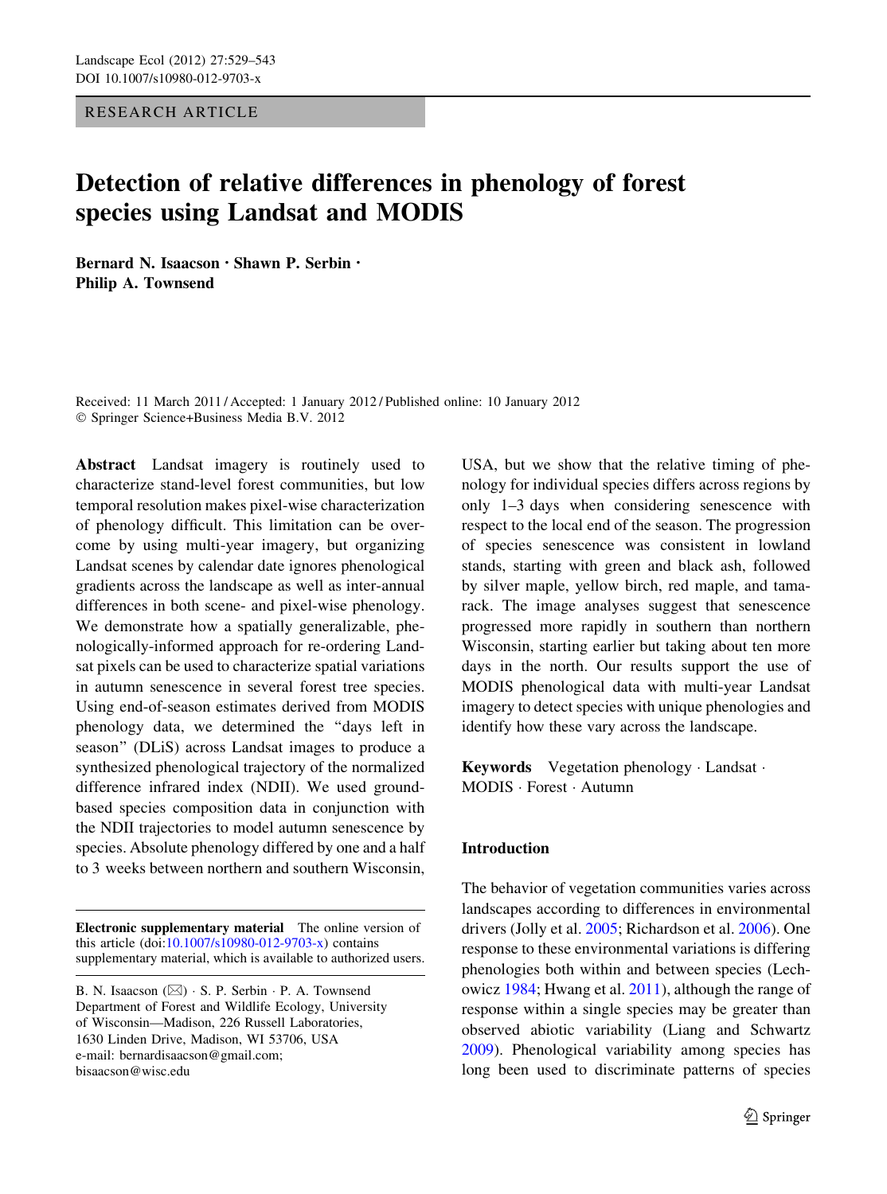RESEARCH ARTICLE

# Detection of relative differences in phenology of forest species using Landsat and MODIS

**Bernard N. Isaacson · Shawn P. Serbin · Philip A. Townsend**

Received: 11 March 2011 / Accepted: 1 January 2012 / Published online: 10 January 2012
© Springer Science+Business Media B.V. 2012

**Abstract** Landsat imagery is routinely used to characterize stand-level forest communities, but low temporal resolution makes pixel-wise characterization of phenology difficult. This limitation can be overcome by using multi-year imagery, but organizing Landsat scenes by calendar date ignores phenological gradients across the landscape as well as inter-annual differences in both scene- and pixel-wise phenology. We demonstrate how a spatially generalizable, phenologically-informed approach for re-ordering Landsat pixels can be used to characterize spatial variations in autumn senescence in several forest tree species. Using end-of-season estimates derived from MODIS phenology data, we determined the "days left in season" (DLiS) across Landsat images to produce a synthesized phenological trajectory of the normalized difference infrared index (NDII). We used ground-based species composition data in conjunction with the NDII trajectories to model autumn senescence by species. Absolute phenology differed by one and a half to 3 weeks between northern and southern Wisconsin, USA, but we show that the relative timing of phenology for individual species differs across regions by only 1–3 days when considering senescence with respect to the local end of the season. The progression of species senescence was consistent in lowland stands, starting with green and black ash, followed by silver maple, yellow birch, red maple, and tamarack. The image analyses suggest that senescence progressed more rapidly in southern than northern Wisconsin, starting earlier but taking about ten more days in the north. Our results support the use of MODIS phenological data with multi-year Landsat imagery to detect species with unique phenologies and identify how these vary across the landscape.

**Keywords** Vegetation phenology · Landsat · MODIS · Forest · Autumn

**Electronic supplementary material** The online version of this article (doi:10.1007/s10980-012-9703-x) contains supplementary material, which is available to authorized users.

B. N. Isaacson (✉) · S. P. Serbin · P. A. Townsend
Department of Forest and Wildlife Ecology, University of Wisconsin—Madison, 226 Russell Laboratories, 1630 Linden Drive, Madison, WI 53706, USA
e-mail: bernardisaacson@gmail.com;
bisaacson@wisc.edu

## Introduction

The behavior of vegetation communities varies across landscapes according to differences in environmental drivers (Jolly et al. 2005; Richardson et al. 2006). One response to these environmental variations is differing phenologies both within and between species (Lechowicz 1984; Hwang et al. 2011), although the range of response within a single species may be greater than observed abiotic variability (Liang and Schwartz 2009). Phenological variability among species has long been used to discriminate patterns of species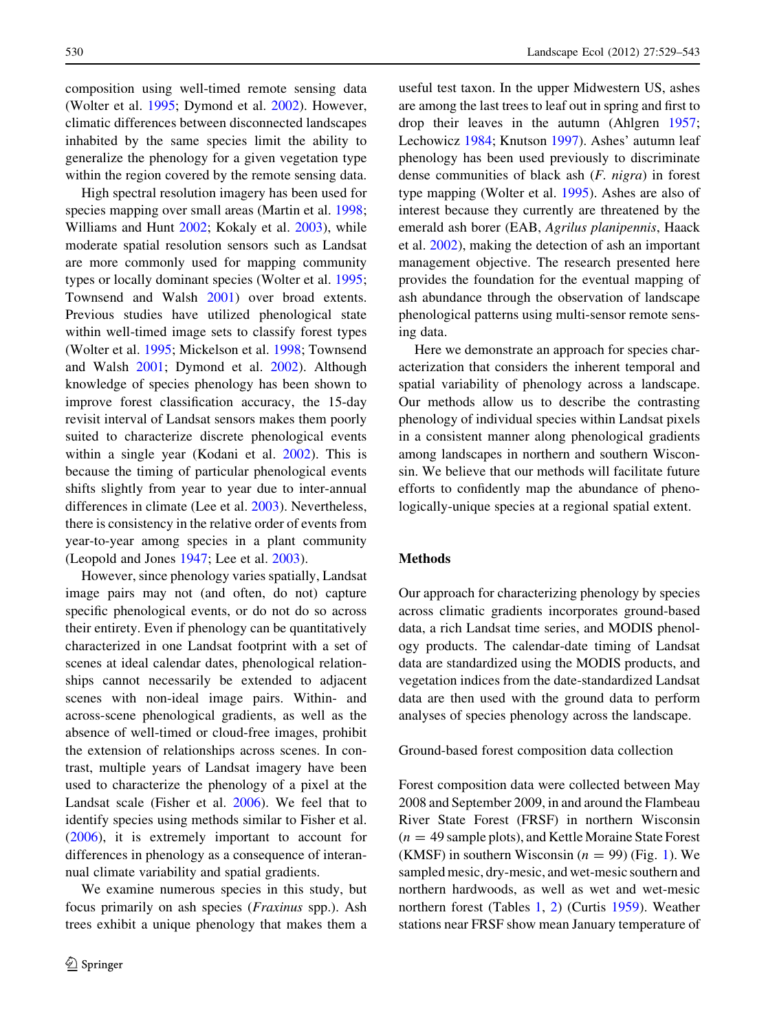composition using well-timed remote sensing data (Wolter et al. 1995; Dymond et al. 2002). However, climatic differences between disconnected landscapes inhabited by the same species limit the ability to generalize the phenology for a given vegetation type within the region covered by the remote sensing data.

High spectral resolution imagery has been used for species mapping over small areas (Martin et al. 1998; Williams and Hunt 2002; Kokaly et al. 2003), while moderate spatial resolution sensors such as Landsat are more commonly used for mapping community types or locally dominant species (Wolter et al. 1995; Townsend and Walsh 2001) over broad extents. Previous studies have utilized phenological state within well-timed image sets to classify forest types (Wolter et al. 1995; Mickelson et al. 1998; Townsend and Walsh 2001; Dymond et al. 2002). Although knowledge of species phenology has been shown to improve forest classification accuracy, the 15-day revisit interval of Landsat sensors makes them poorly suited to characterize discrete phenological events within a single year (Kodani et al. 2002). This is because the timing of particular phenological events shifts slightly from year to year due to inter-annual differences in climate (Lee et al. 2003). Nevertheless, there is consistency in the relative order of events from year-to-year among species in a plant community (Leopold and Jones 1947; Lee et al. 2003).

However, since phenology varies spatially, Landsat image pairs may not (and often, do not) capture specific phenological events, or do not do so across their entirety. Even if phenology can be quantitatively characterized in one Landsat footprint with a set of scenes at ideal calendar dates, phenological relationships cannot necessarily be extended to adjacent scenes with non-ideal image pairs. Within- and across-scene phenological gradients, as well as the absence of well-timed or cloud-free images, prohibit the extension of relationships across scenes. In contrast, multiple years of Landsat imagery have been used to characterize the phenology of a pixel at the Landsat scale (Fisher et al. 2006). We feel that to identify species using methods similar to Fisher et al. (2006), it is extremely important to account for differences in phenology as a consequence of interannual climate variability and spatial gradients.

We examine numerous species in this study, but focus primarily on ash species (*Fraxinus* spp.). Ash trees exhibit a unique phenology that makes them a useful test taxon. In the upper Midwestern US, ashes are among the last trees to leaf out in spring and first to drop their leaves in the autumn (Ahlgren 1957; Lechowicz 1984; Knutson 1997). Ashes' autumn leaf phenology has been used previously to discriminate dense communities of black ash (*F. nigra*) in forest type mapping (Wolter et al. 1995). Ashes are also of interest because they currently are threatened by the emerald ash borer (EAB, *Agrilus planipennis*, Haack et al. 2002), making the detection of ash an important management objective. The research presented here provides the foundation for the eventual mapping of ash abundance through the observation of landscape phenological patterns using multi-sensor remote sensing data.

Here we demonstrate an approach for species characterization that considers the inherent temporal and spatial variability of phenology across a landscape. Our methods allow us to describe the contrasting phenology of individual species within Landsat pixels in a consistent manner along phenological gradients among landscapes in northern and southern Wisconsin. We believe that our methods will facilitate future efforts to confidently map the abundance of phenologically-unique species at a regional spatial extent.

## Methods

Our approach for characterizing phenology by species across climatic gradients incorporates ground-based data, a rich Landsat time series, and MODIS phenology products. The calendar-date timing of Landsat data are standardized using the MODIS products, and vegetation indices from the date-standardized Landsat data are then used with the ground data to perform analyses of species phenology across the landscape.

### Ground-based forest composition data collection

Forest composition data were collected between May 2008 and September 2009, in and around the Flambeau River State Forest (FRSF) in northern Wisconsin ($n = 49$ sample plots), and Kettle Moraine State Forest (KMSF) in southern Wisconsin ($n = 99$) (Fig. 1). We sampled mesic, dry-mesic, and wet-mesic southern and northern hardwoods, as well as wet and wet-mesic northern forest (Tables 1, 2) (Curtis 1959). Weather stations near FRSF show mean January temperature of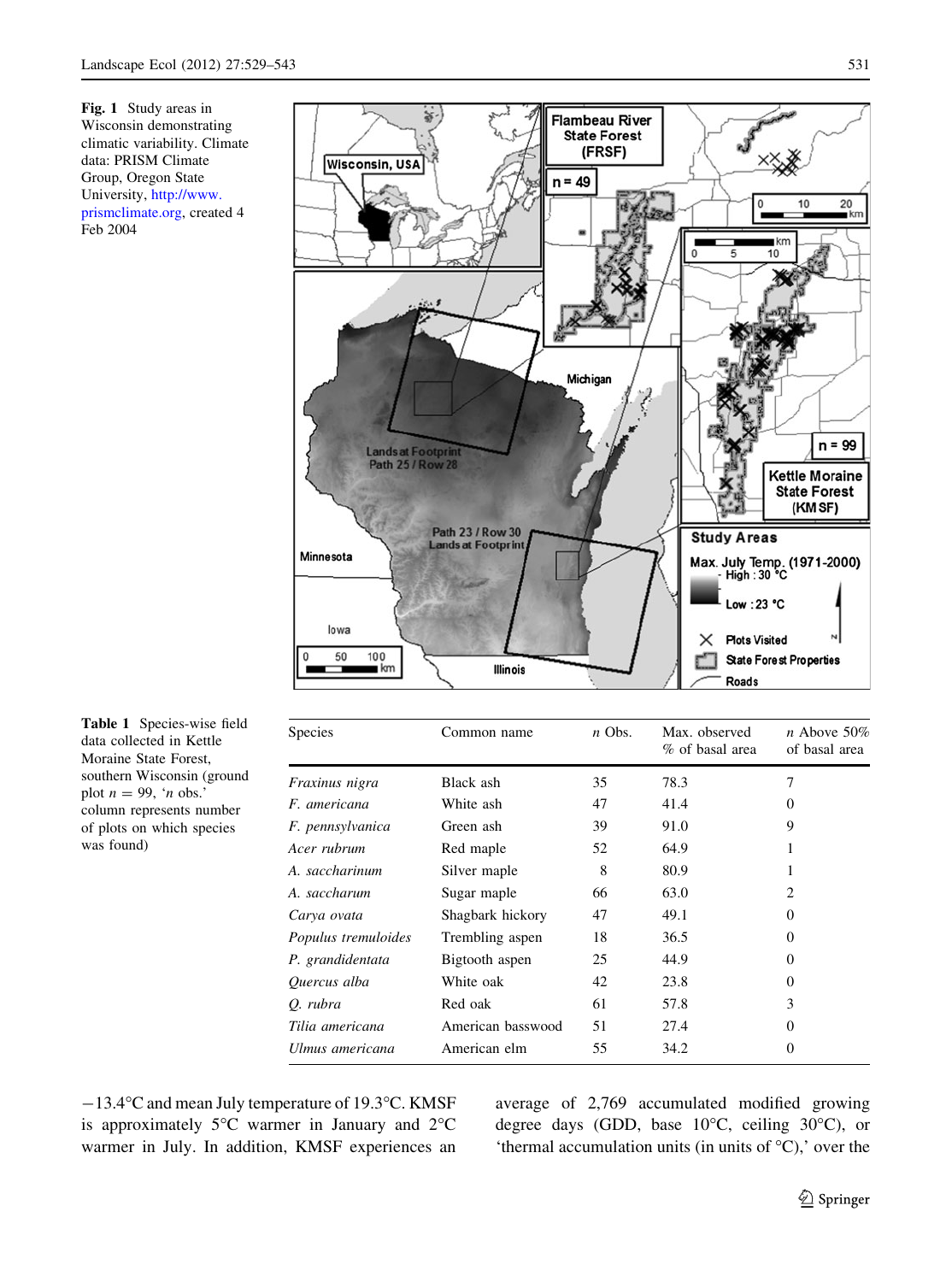**Fig. 1** Study areas in Wisconsin demonstrating climatic variability. Climate data: PRISM Climate Group, Oregon State University, http://www.prismclimate.org, created 4 Feb 2004

**Table 1** Species-wise field data collected in Kettle Moraine State Forest, southern Wisconsin (ground plot $n = 99$, '*n* obs.' column represents number of plots on which species was found)

| Species | Common name | *n* Obs. | Max. observed % of basal area | *n* Above 50% of basal area |
|---|---|---|---|---|
| *Fraxinus nigra* | Black ash | 35 | 78.3 | 7 |
| *F. americana* | White ash | 47 | 41.4 | 0 |
| *F. pennsylvanica* | Green ash | 39 | 91.0 | 9 |
| *Acer rubrum* | Red maple | 52 | 64.9 | 1 |
| *A. saccharinum* | Silver maple | 8 | 80.9 | 1 |
| *A. saccharum* | Sugar maple | 66 | 63.0 | 2 |
| *Carya ovata* | Shagbark hickory | 47 | 49.1 | 0 |
| *Populus tremuloides* | Trembling aspen | 18 | 36.5 | 0 |
| *P. grandidentata* | Bigtooth aspen | 25 | 44.9 | 0 |
| *Quercus alba* | White oak | 42 | 23.8 | 0 |
| *Q. rubra* | Red oak | 61 | 57.8 | 3 |
| *Tilia americana* | American basswood | 51 | 27.4 | 0 |
| *Ulmus americana* | American elm | 55 | 34.2 | 0 |

−13.4°C and mean July temperature of 19.3°C. KMSF is approximately 5°C warmer in January and 2°C warmer in July. In addition, KMSF experiences an average of 2,769 accumulated modified growing degree days (GDD, base 10°C, ceiling 30°C), or 'thermal accumulation units (in units of °C),' over the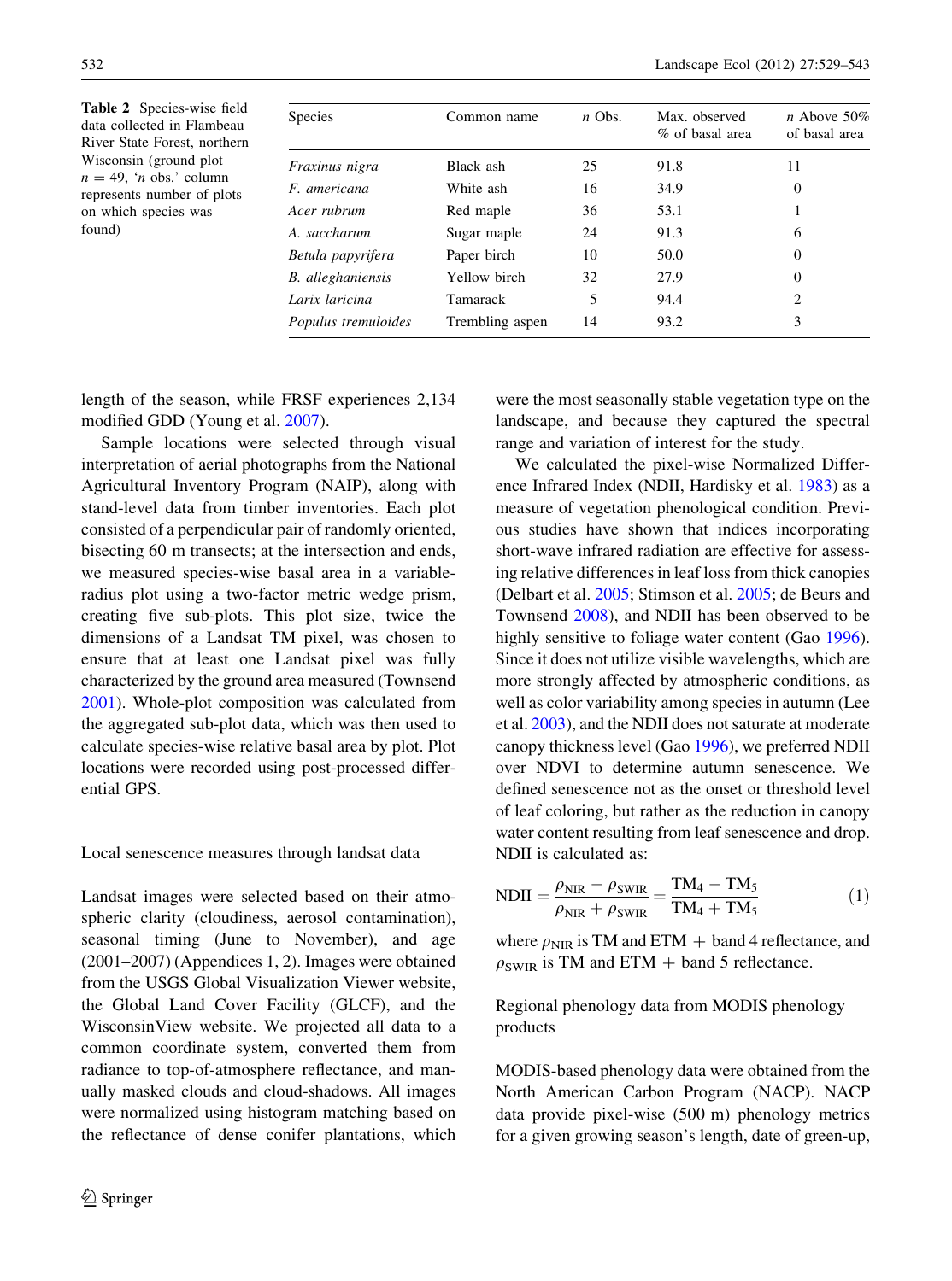Table 2 Species-wise field data collected in Flambeau River State Forest, northern Wisconsin (ground plot $n = 49$, '*n* obs.' column represents number of plots on which species was found)

| Species | Common name | *n* Obs. | Max. observed % of basal area | *n* Above 50% of basal area |
|---|---|---|---|---|
| *Fraxinus nigra* | Black ash | 25 | 91.8 | 11 |
| *F. americana* | White ash | 16 | 34.9 | 0 |
| *Acer rubrum* | Red maple | 36 | 53.1 | 1 |
| *A. saccharum* | Sugar maple | 24 | 91.3 | 6 |
| *Betula papyrifera* | Paper birch | 10 | 50.0 | 0 |
| *B. alleghaniensis* | Yellow birch | 32 | 27.9 | 0 |
| *Larix laricina* | Tamarack | 5 | 94.4 | 2 |
| *Populus tremuloides* | Trembling aspen | 14 | 93.2 | 3 |

length of the season, while FRSF experiences 2,134 modified GDD (Young et al. 2007).

Sample locations were selected through visual interpretation of aerial photographs from the National Agricultural Inventory Program (NAIP), along with stand-level data from timber inventories. Each plot consisted of a perpendicular pair of randomly oriented, bisecting 60 m transects; at the intersection and ends, we measured species-wise basal area in a variable-radius plot using a two-factor metric wedge prism, creating five sub-plots. This plot size, twice the dimensions of a Landsat TM pixel, was chosen to ensure that at least one Landsat pixel was fully characterized by the ground area measured (Townsend 2001). Whole-plot composition was calculated from the aggregated sub-plot data, which was then used to calculate species-wise relative basal area by plot. Plot locations were recorded using post-processed differential GPS.

## Local senescence measures through landsat data

Landsat images were selected based on their atmospheric clarity (cloudiness, aerosol contamination), seasonal timing (June to November), and age (2001–2007) (Appendices 1, 2). Images were obtained from the USGS Global Visualization Viewer website, the Global Land Cover Facility (GLCF), and the WisconsinView website. We projected all data to a common coordinate system, converted them from radiance to top-of-atmosphere reflectance, and manually masked clouds and cloud-shadows. All images were normalized using histogram matching based on the reflectance of dense conifer plantations, which were the most seasonally stable vegetation type on the landscape, and because they captured the spectral range and variation of interest for the study.

We calculated the pixel-wise Normalized Difference Infrared Index (NDII, Hardisky et al. 1983) as a measure of vegetation phenological condition. Previous studies have shown that indices incorporating short-wave infrared radiation are effective for assessing relative differences in leaf loss from thick canopies (Delbart et al. 2005; Stimson et al. 2005; de Beurs and Townsend 2008), and NDII has been observed to be highly sensitive to foliage water content (Gao 1996). Since it does not utilize visible wavelengths, which are more strongly affected by atmospheric conditions, as well as color variability among species in autumn (Lee et al. 2003), and the NDII does not saturate at moderate canopy thickness level (Gao 1996), we preferred NDII over NDVI to determine autumn senescence. We defined senescence not as the onset or threshold level of leaf coloring, but rather as the reduction in canopy water content resulting from leaf senescence and drop. NDII is calculated as:

$$\mathrm{NDII} = \frac{\rho_{\mathrm{NIR}} - \rho_{\mathrm{SWIR}}}{\rho_{\mathrm{NIR}} + \rho_{\mathrm{SWIR}}} = \frac{\mathrm{TM}_4 - \mathrm{TM}_5}{\mathrm{TM}_4 + \mathrm{TM}_5} \quad (1)$$

where $\rho_{\mathrm{NIR}}$ is TM and ETM + band 4 reflectance, and $\rho_{\mathrm{SWIR}}$ is TM and ETM + band 5 reflectance.

## Regional phenology data from MODIS phenology products

MODIS-based phenology data were obtained from the North American Carbon Program (NACP). NACP data provide pixel-wise (500 m) phenology metrics for a given growing season's length, date of green-up,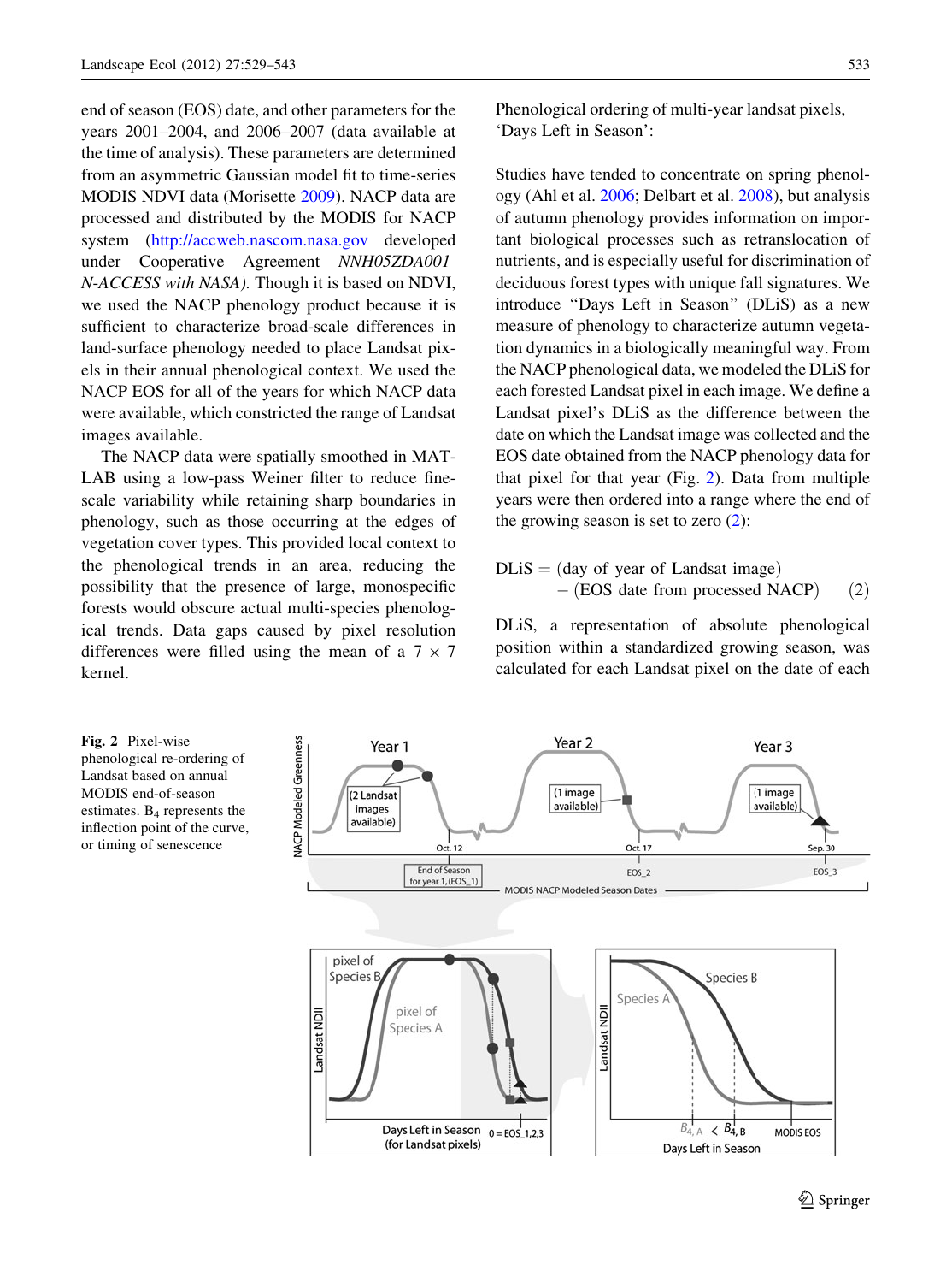end of season (EOS) date, and other parameters for the years 2001–2004, and 2006–2007 (data available at the time of analysis). These parameters are determined from an asymmetric Gaussian model fit to time-series MODIS NDVI data (Morisette 2009). NACP data are processed and distributed by the MODIS for NACP system (http://accweb.nascom.nasa.gov developed under Cooperative Agreement *NNH05ZDA001 N-ACCESS with NASA)*. Though it is based on NDVI, we used the NACP phenology product because it is sufficient to characterize broad-scale differences in land-surface phenology needed to place Landsat pixels in their annual phenological context. We used the NACP EOS for all of the years for which NACP data were available, which constricted the range of Landsat images available.

The NACP data were spatially smoothed in MATLAB using a low-pass Weiner filter to reduce fine-scale variability while retaining sharp boundaries in phenology, such as those occurring at the edges of vegetation cover types. This provided local context to the phenological trends in an area, reducing the possibility that the presence of large, monospecific forests would obscure actual multi-species phenological trends. Data gaps caused by pixel resolution differences were filled using the mean of a 7 × 7 kernel.

Phenological ordering of multi-year landsat pixels, 'Days Left in Season':

Studies have tended to concentrate on spring phenology (Ahl et al. 2006; Delbart et al. 2008), but analysis of autumn phenology provides information on important biological processes such as retranslocation of nutrients, and is especially useful for discrimination of deciduous forest types with unique fall signatures. We introduce "Days Left in Season" (DLiS) as a new measure of phenology to characterize autumn vegetation dynamics in a biologically meaningful way. From the NACP phenological data, we modeled the DLiS for each forested Landsat pixel in each image. We define a Landsat pixel's DLiS as the difference between the date on which the Landsat image was collected and the EOS date obtained from the NACP phenology data for that pixel for that year (Fig. 2). Data from multiple years were then ordered into a range where the end of the growing season is set to zero (2):

$$\text{DLiS} = (\text{day of year of Landsat image}) - (\text{EOS date from processed NACP}) \qquad (2)$$

DLiS, a representation of absolute phenological position within a standardized growing season, was calculated for each Landsat pixel on the date of each

**Fig. 2** Pixel-wise phenological re-ordering of Landsat based on annual MODIS end-of-season estimates. $B_4$ represents the inflection point of the curve, or timing of senescence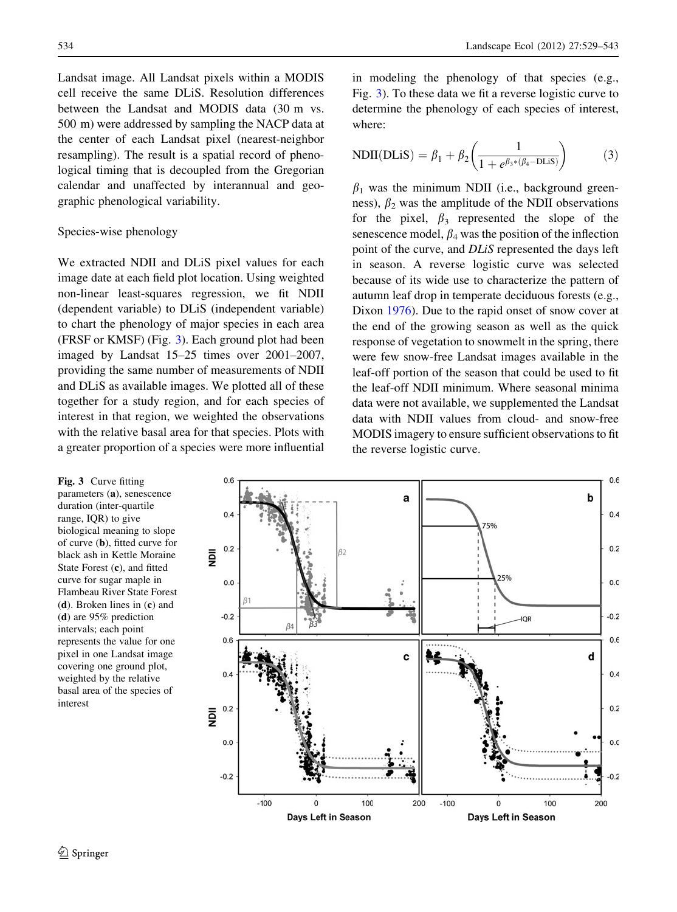Landsat image. All Landsat pixels within a MODIS cell receive the same DLiS. Resolution differences between the Landsat and MODIS data (30 m vs. 500 m) were addressed by sampling the NACP data at the center of each Landsat pixel (nearest-neighbor resampling). The result is a spatial record of phenological timing that is decoupled from the Gregorian calendar and unaffected by interannual and geographic phenological variability.

## Species-wise phenology

We extracted NDII and DLiS pixel values for each image date at each field plot location. Using weighted non-linear least-squares regression, we fit NDII (dependent variable) to DLiS (independent variable) to chart the phenology of major species in each area (FRSF or KMSF) (Fig. 3). Each ground plot had been imaged by Landsat 15–25 times over 2001–2007, providing the same number of measurements of NDII and DLiS as available images. We plotted all of these together for a study region, and for each species of interest in that region, we weighted the observations with the relative basal area for that species. Plots with a greater proportion of a species were more influential in modeling the phenology of that species (e.g., Fig. 3). To these data we fit a reverse logistic curve to determine the phenology of each species of interest, where:

$$\text{NDII}(\text{DLiS}) = \beta_1 + \beta_2\left(\frac{1}{1 + e^{\beta_3 * (\beta_4 - \text{DLiS})}}\right) \tag{3}$$

$\beta_1$ was the minimum NDII (i.e., background greenness), $\beta_2$ was the amplitude of the NDII observations for the pixel, $\beta_3$ represented the slope of the senescence model, $\beta_4$ was the position of the inflection point of the curve, and *DLiS* represented the days left in season. A reverse logistic curve was selected because of its wide use to characterize the pattern of autumn leaf drop in temperate deciduous forests (e.g., Dixon 1976). Due to the rapid onset of snow cover at the end of the growing season as well as the quick response of vegetation to snowmelt in the spring, there were few snow-free Landsat images available in the leaf-off portion of the season that could be used to fit the leaf-off NDII minimum. Where seasonal minima data were not available, we supplemented the Landsat data with NDII values from cloud- and snow-free MODIS imagery to ensure sufficient observations to fit the reverse logistic curve.

**Fig. 3** Curve fitting parameters (**a**), senescence duration (inter-quartile range, IQR) to give biological meaning to slope of curve (**b**), fitted curve for black ash in Kettle Moraine State Forest (**c**), and fitted curve for sugar maple in Flambeau River State Forest (**d**). Broken lines in (**c**) and (**d**) are 95% prediction intervals; each point represents the value for one pixel in one Landsat image covering one ground plot, weighted by the relative basal area of the species of interest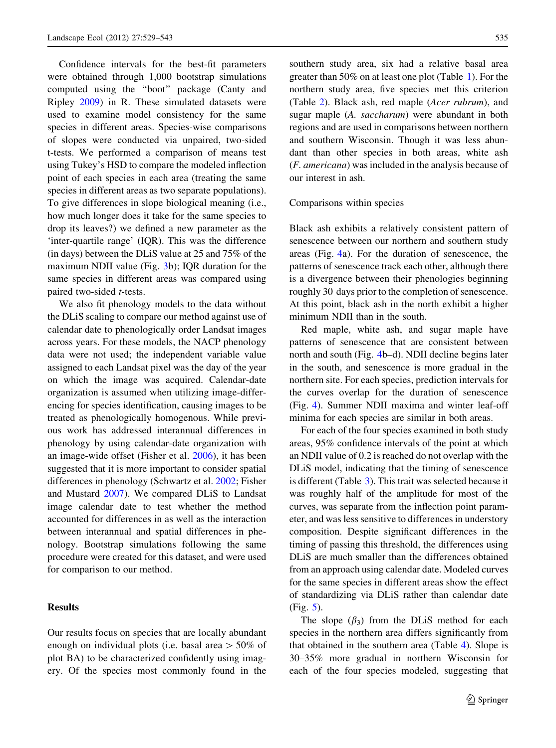Confidence intervals for the best-fit parameters were obtained through 1,000 bootstrap simulations computed using the "boot" package (Canty and Ripley 2009) in R. These simulated datasets were used to examine model consistency for the same species in different areas. Species-wise comparisons of slopes were conducted via unpaired, two-sided t-tests. We performed a comparison of means test using Tukey's HSD to compare the modeled inflection point of each species in each area (treating the same species in different areas as two separate populations). To give differences in slope biological meaning (i.e., how much longer does it take for the same species to drop its leaves?) we defined a new parameter as the 'inter-quartile range' (IQR). This was the difference (in days) between the DLiS value at 25 and 75% of the maximum NDII value (Fig. 3b); IQR duration for the same species in different areas was compared using paired two-sided *t*-tests.

We also fit phenology models to the data without the DLiS scaling to compare our method against use of calendar date to phenologically order Landsat images across years. For these models, the NACP phenology data were not used; the independent variable value assigned to each Landsat pixel was the day of the year on which the image was acquired. Calendar-date organization is assumed when utilizing image-differencing for species identification, causing images to be treated as phenologically homogenous. While previous work has addressed interannual differences in phenology by using calendar-date organization with an image-wide offset (Fisher et al. 2006), it has been suggested that it is more important to consider spatial differences in phenology (Schwartz et al. 2002; Fisher and Mustard 2007). We compared DLiS to Landsat image calendar date to test whether the method accounted for differences in as well as the interaction between interannual and spatial differences in phenology. Bootstrap simulations following the same procedure were created for this dataset, and were used for comparison to our method.

## Results

Our results focus on species that are locally abundant enough on individual plots (i.e. basal area > 50% of plot BA) to be characterized confidently using imagery. Of the species most commonly found in the southern study area, six had a relative basal area greater than 50% on at least one plot (Table 1). For the northern study area, five species met this criterion (Table 2). Black ash, red maple (*Acer rubrum*), and sugar maple (*A. saccharum*) were abundant in both regions and are used in comparisons between northern and southern Wisconsin. Though it was less abundant than other species in both areas, white ash (*F. americana*) was included in the analysis because of our interest in ash.

### Comparisons within species

Black ash exhibits a relatively consistent pattern of senescence between our northern and southern study areas (Fig. 4a). For the duration of senescence, the patterns of senescence track each other, although there is a divergence between their phenologies beginning roughly 30 days prior to the completion of senescence. At this point, black ash in the north exhibit a higher minimum NDII than in the south.

Red maple, white ash, and sugar maple have patterns of senescence that are consistent between north and south (Fig. 4b–d). NDII decline begins later in the south, and senescence is more gradual in the northern site. For each species, prediction intervals for the curves overlap for the duration of senescence (Fig. 4). Summer NDII maxima and winter leaf-off minima for each species are similar in both areas.

For each of the four species examined in both study areas, 95% confidence intervals of the point at which an NDII value of 0.2 is reached do not overlap with the DLiS model, indicating that the timing of senescence is different (Table 3). This trait was selected because it was roughly half of the amplitude for most of the curves, was separate from the inflection point parameter, and was less sensitive to differences in understory composition. Despite significant differences in the timing of passing this threshold, the differences using DLiS are much smaller than the differences obtained from an approach using calendar date. Modeled curves for the same species in different areas show the effect of standardizing via DLiS rather than calendar date (Fig. 5).

The slope ($\beta_3$) from the DLiS method for each species in the northern area differs significantly from that obtained in the southern area (Table 4). Slope is 30–35% more gradual in northern Wisconsin for each of the four species modeled, suggesting that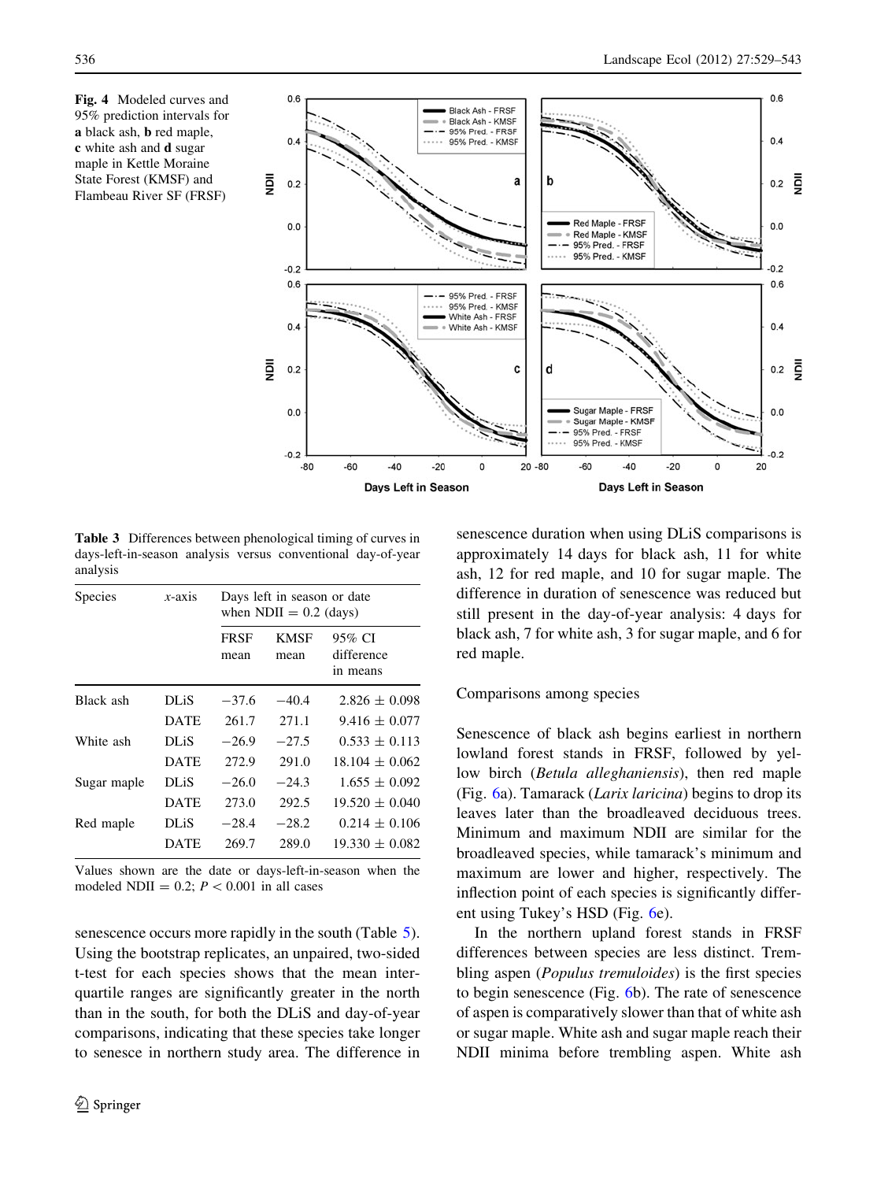**Fig. 4** Modeled curves and 95% prediction intervals for **a** black ash, **b** red maple, **c** white ash and **d** sugar maple in Kettle Moraine State Forest (KMSF) and Flambeau River SF (FRSF)

**Table 3** Differences between phenological timing of curves in days-left-in-season analysis versus conventional day-of-year analysis

| Species | *x*-axis | Days left in season or date when NDII = 0.2 (days) | | |
|---|---|---|---|---|
| | | FRSF mean | KMSF mean | 95% CI difference in means |
| Black ash | DLiS | −37.6 | −40.4 | 2.826 ± 0.098 |
| | DATE | 261.7 | 271.1 | 9.416 ± 0.077 |
| White ash | DLiS | −26.9 | −27.5 | 0.533 ± 0.113 |
| | DATE | 272.9 | 291.0 | 18.104 ± 0.062 |
| Sugar maple | DLiS | −26.0 | −24.3 | 1.655 ± 0.092 |
| | DATE | 273.0 | 292.5 | 19.520 ± 0.040 |
| Red maple | DLiS | −28.4 | −28.2 | 0.214 ± 0.106 |
| | DATE | 269.7 | 289.0 | 19.330 ± 0.082 |

Values shown are the date or days-left-in-season when the modeled NDII = 0.2; $P < 0.001$ in all cases

senescence occurs more rapidly in the south (Table 5). Using the bootstrap replicates, an unpaired, two-sided t-test for each species shows that the mean inter-quartile ranges are significantly greater in the north than in the south, for both the DLiS and day-of-year comparisons, indicating that these species take longer to senesce in northern study area. The difference in senescence duration when using DLiS comparisons is approximately 14 days for black ash, 11 for white ash, 12 for red maple, and 10 for sugar maple. The difference in duration of senescence was reduced but still present in the day-of-year analysis: 4 days for black ash, 7 for white ash, 3 for sugar maple, and 6 for red maple.

### Comparisons among species

Senescence of black ash begins earliest in northern lowland forest stands in FRSF, followed by yellow birch (*Betula alleghaniensis*), then red maple (Fig. 6a). Tamarack (*Larix laricina*) begins to drop its leaves later than the broadleaved deciduous trees. Minimum and maximum NDII are similar for the broadleaved species, while tamarack's minimum and maximum are lower and higher, respectively. The inflection point of each species is significantly different using Tukey's HSD (Fig. 6e).

In the northern upland forest stands in FRSF differences between species are less distinct. Trembling aspen (*Populus tremuloides*) is the first species to begin senescence (Fig. 6b). The rate of senescence of aspen is comparatively slower than that of white ash or sugar maple. White ash and sugar maple reach their NDII minima before trembling aspen. White ash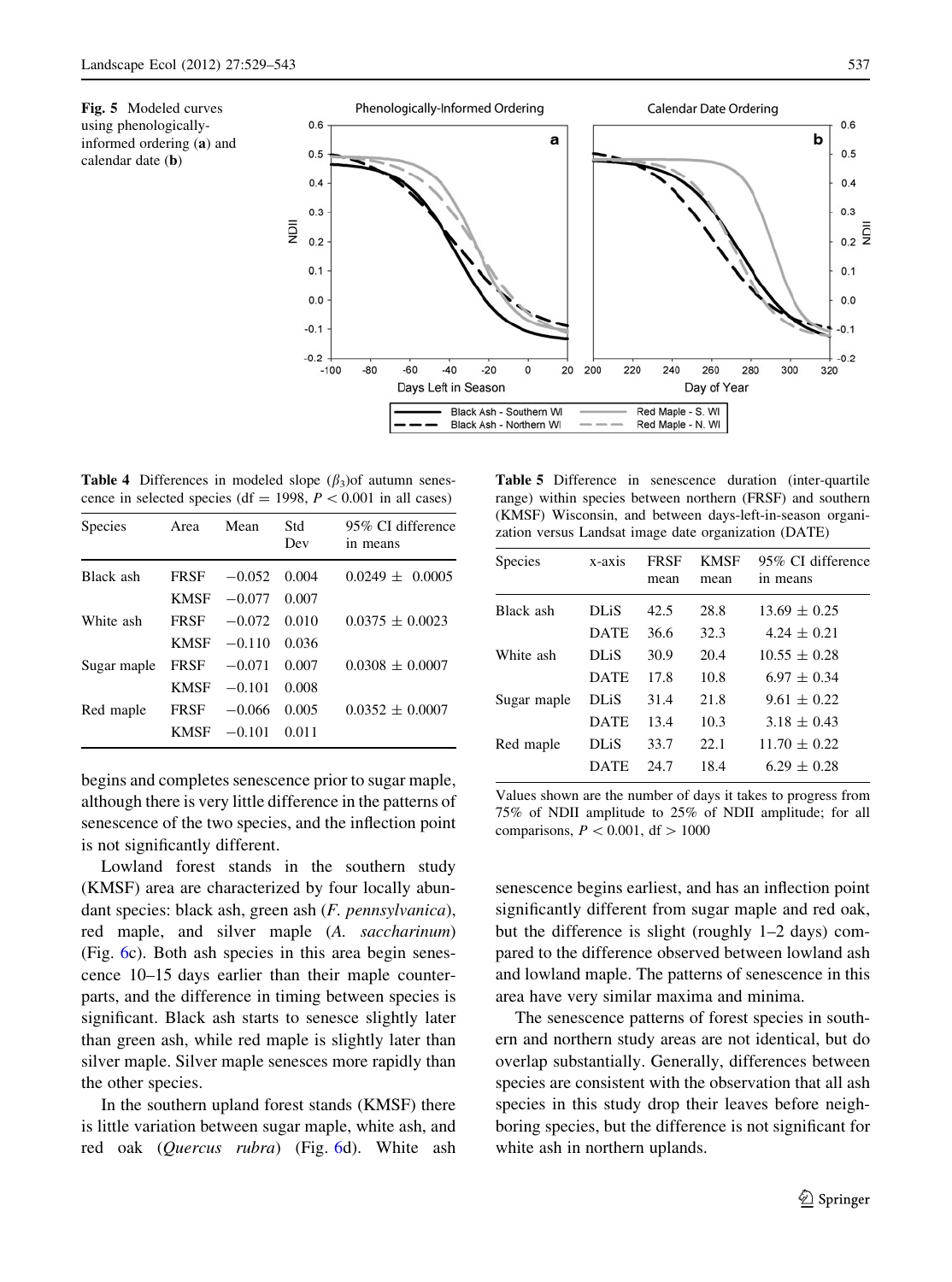**Fig. 5** Modeled curves using phenologically-informed ordering (**a**) and calendar date (**b**)

**Table 4** Differences in modeled slope ($\beta_3$) of autumn senescence in selected species (df = 1998, $P < 0.001$ in all cases)

| Species | Area | Mean | Std Dev | 95% CI difference in means |
|---|---|---|---|---|
| Black ash | FRSF | −0.052 | 0.004 | 0.0249 ± 0.0005 |
| | KMSF | −0.077 | 0.007 | |
| White ash | FRSF | −0.072 | 0.010 | 0.0375 ± 0.0023 |
| | KMSF | −0.110 | 0.036 | |
| Sugar maple | FRSF | −0.071 | 0.007 | 0.0308 ± 0.0007 |
| | KMSF | −0.101 | 0.008 | |
| Red maple | FRSF | −0.066 | 0.005 | 0.0352 ± 0.0007 |
| | KMSF | −0.101 | 0.011 | |

begins and completes senescence prior to sugar maple, although there is very little difference in the patterns of senescence of the two species, and the inflection point is not significantly different.

Lowland forest stands in the southern study (KMSF) area are characterized by four locally abundant species: black ash, green ash (*F. pennsylvanica*), red maple, and silver maple (*A. saccharinum*) (Fig. 6c). Both ash species in this area begin senescence 10–15 days earlier than their maple counterparts, and the difference in timing between species is significant. Black ash starts to senesce slightly later than green ash, while red maple is slightly later than silver maple. Silver maple senesces more rapidly than the other species.

In the southern upland forest stands (KMSF) there is little variation between sugar maple, white ash, and red oak (*Quercus rubra*) (Fig. 6d). White ash senescence begins earliest, and has an inflection point significantly different from sugar maple and red oak, but the difference is slight (roughly 1–2 days) compared to the difference observed between lowland ash and lowland maple. The patterns of senescence in this area have very similar maxima and minima.

**Table 5** Difference in senescence duration (inter-quartile range) within species between northern (FRSF) and southern (KMSF) Wisconsin, and between days-left-in-season organization versus Landsat image date organization (DATE)

| Species | x-axis | FRSF mean | KMSF mean | 95% CI difference in means |
|---|---|---|---|---|
| Black ash | DLiS | 42.5 | 28.8 | 13.69 ± 0.25 |
| | DATE | 36.6 | 32.3 | 4.24 ± 0.21 |
| White ash | DLiS | 30.9 | 20.4 | 10.55 ± 0.28 |
| | DATE | 17.8 | 10.8 | 6.97 ± 0.34 |
| Sugar maple | DLiS | 31.4 | 21.8 | 9.61 ± 0.22 |
| | DATE | 13.4 | 10.3 | 3.18 ± 0.43 |
| Red maple | DLiS | 33.7 | 22.1 | 11.70 ± 0.22 |
| | DATE | 24.7 | 18.4 | 6.29 ± 0.28 |

Values shown are the number of days it takes to progress from 75% of NDII amplitude to 25% of NDII amplitude; for all comparisons, $P < 0.001$, df > 1000

The senescence patterns of forest species in southern and northern study areas are not identical, but do overlap substantially. Generally, differences between species are consistent with the observation that all ash species in this study drop their leaves before neighboring species, but the difference is not significant for white ash in northern uplands.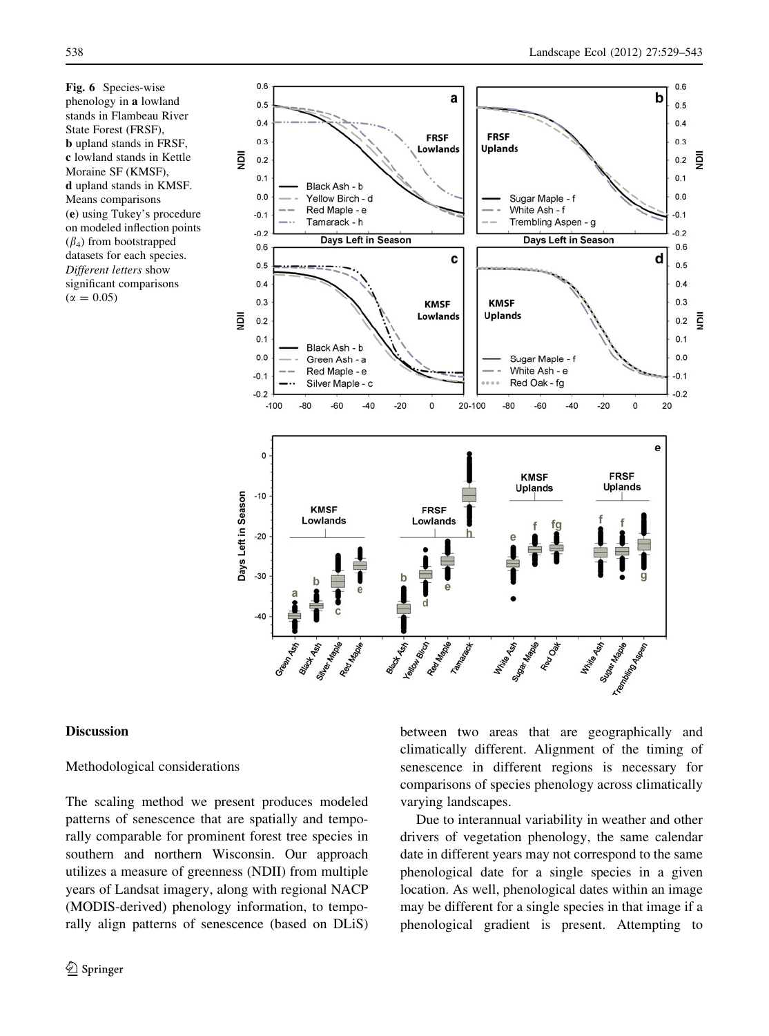**Fig. 6** Species-wise phenology in **a** lowland stands in Flambeau River State Forest (FRSF), **b** upland stands in FRSF, **c** lowland stands in Kettle Moraine SF (KMSF), **d** upland stands in KMSF. Means comparisons (**e**) using Tukey's procedure on modeled inflection points ($\beta_4$) from bootstrapped datasets for each species. *Different letters* show significant comparisons ($\alpha = 0.05$)

## Discussion

### Methodological considerations

The scaling method we present produces modeled patterns of senescence that are spatially and temporally comparable for prominent forest tree species in southern and northern Wisconsin. Our approach utilizes a measure of greenness (NDII) from multiple years of Landsat imagery, along with regional NACP (MODIS-derived) phenology information, to temporally align patterns of senescence (based on DLiS) between two areas that are geographically and climatically different. Alignment of the timing of senescence in different regions is necessary for comparisons of species phenology across climatically varying landscapes.

Due to interannual variability in weather and other drivers of vegetation phenology, the same calendar date in different years may not correspond to the same phenological date for a single species in a given location. As well, phenological dates within an image may be different for a single species in that image if a phenological gradient is present. Attempting to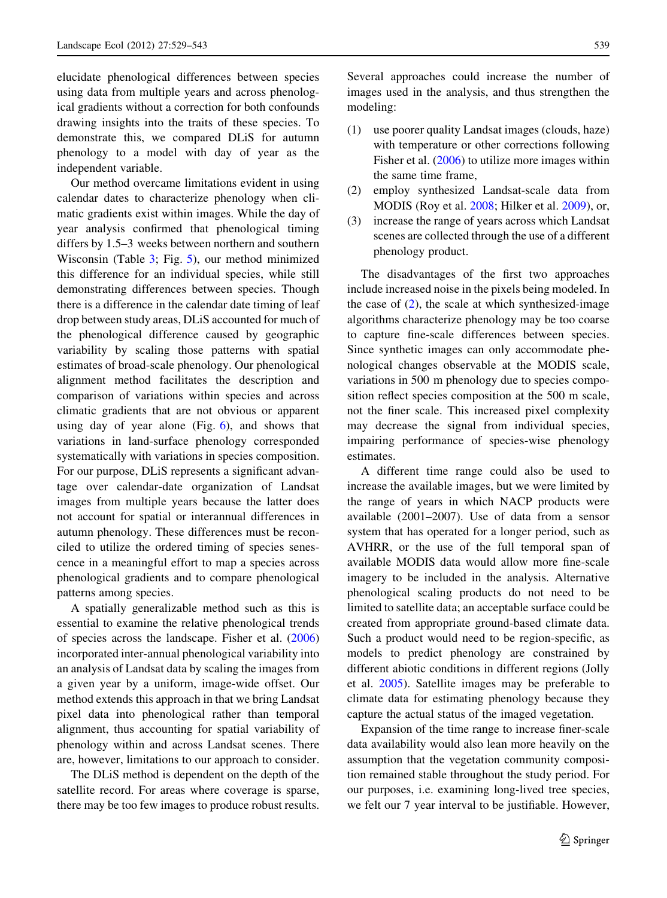elucidate phenological differences between species using data from multiple years and across phenological gradients without a correction for both confounds drawing insights into the traits of these species. To demonstrate this, we compared DLiS for autumn phenology to a model with day of year as the independent variable.

Our method overcame limitations evident in using calendar dates to characterize phenology when climatic gradients exist within images. While the day of year analysis confirmed that phenological timing differs by 1.5–3 weeks between northern and southern Wisconsin (Table 3; Fig. 5), our method minimized this difference for an individual species, while still demonstrating differences between species. Though there is a difference in the calendar date timing of leaf drop between study areas, DLiS accounted for much of the phenological difference caused by geographic variability by scaling those patterns with spatial estimates of broad-scale phenology. Our phenological alignment method facilitates the description and comparison of variations within species and across climatic gradients that are not obvious or apparent using day of year alone (Fig. 6), and shows that variations in land-surface phenology corresponded systematically with variations in species composition. For our purpose, DLiS represents a significant advantage over calendar-date organization of Landsat images from multiple years because the latter does not account for spatial or interannual differences in autumn phenology. These differences must be reconciled to utilize the ordered timing of species senescence in a meaningful effort to map a species across phenological gradients and to compare phenological patterns among species.

A spatially generalizable method such as this is essential to examine the relative phenological trends of species across the landscape. Fisher et al. (2006) incorporated inter-annual phenological variability into an analysis of Landsat data by scaling the images from a given year by a uniform, image-wide offset. Our method extends this approach in that we bring Landsat pixel data into phenological rather than temporal alignment, thus accounting for spatial variability of phenology within and across Landsat scenes. There are, however, limitations to our approach to consider.

The DLiS method is dependent on the depth of the satellite record. For areas where coverage is sparse, there may be too few images to produce robust results. Several approaches could increase the number of images used in the analysis, and thus strengthen the modeling:

(1) use poorer quality Landsat images (clouds, haze) with temperature or other corrections following Fisher et al. (2006) to utilize more images within the same time frame,
(2) employ synthesized Landsat-scale data from MODIS (Roy et al. 2008; Hilker et al. 2009), or,
(3) increase the range of years across which Landsat scenes are collected through the use of a different phenology product.

The disadvantages of the first two approaches include increased noise in the pixels being modeled. In the case of (2), the scale at which synthesized-image algorithms characterize phenology may be too coarse to capture fine-scale differences between species. Since synthetic images can only accommodate phenological changes observable at the MODIS scale, variations in 500 m phenology due to species composition reflect species composition at the 500 m scale, not the finer scale. This increased pixel complexity may decrease the signal from individual species, impairing performance of species-wise phenology estimates.

A different time range could also be used to increase the available images, but we were limited by the range of years in which NACP products were available (2001–2007). Use of data from a sensor system that has operated for a longer period, such as AVHRR, or the use of the full temporal span of available MODIS data would allow more fine-scale imagery to be included in the analysis. Alternative phenological scaling products do not need to be limited to satellite data; an acceptable surface could be created from appropriate ground-based climate data. Such a product would need to be region-specific, as models to predict phenology are constrained by different abiotic conditions in different regions (Jolly et al. 2005). Satellite images may be preferable to climate data for estimating phenology because they capture the actual status of the imaged vegetation.

Expansion of the time range to increase finer-scale data availability would also lean more heavily on the assumption that the vegetation community composition remained stable throughout the study period. For our purposes, i.e. examining long-lived tree species, we felt our 7 year interval to be justifiable. However,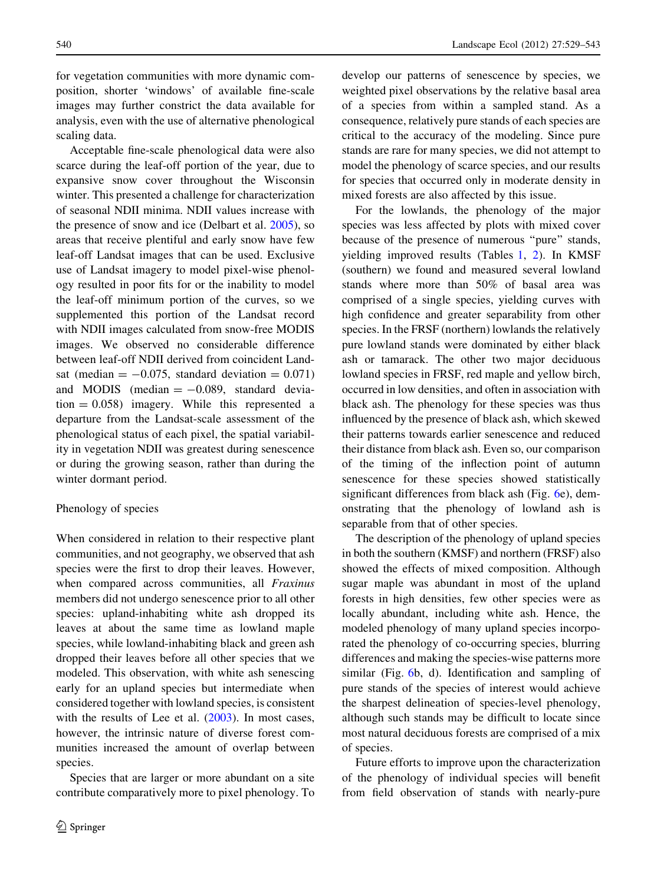for vegetation communities with more dynamic composition, shorter 'windows' of available fine-scale images may further constrict the data available for analysis, even with the use of alternative phenological scaling data.

Acceptable fine-scale phenological data were also scarce during the leaf-off portion of the year, due to expansive snow cover throughout the Wisconsin winter. This presented a challenge for characterization of seasonal NDII minima. NDII values increase with the presence of snow and ice (Delbart et al. 2005), so areas that receive plentiful and early snow have few leaf-off Landsat images that can be used. Exclusive use of Landsat imagery to model pixel-wise phenology resulted in poor fits for or the inability to model the leaf-off minimum portion of the curves, so we supplemented this portion of the Landsat record with NDII images calculated from snow-free MODIS images. We observed no considerable difference between leaf-off NDII derived from coincident Landsat (median $= -0.075$, standard deviation $= 0.071$) and MODIS (median $= -0.089$, standard deviation $= 0.058$) imagery. While this represented a departure from the Landsat-scale assessment of the phenological status of each pixel, the spatial variability in vegetation NDII was greatest during senescence or during the growing season, rather than during the winter dormant period.

## Phenology of species

When considered in relation to their respective plant communities, and not geography, we observed that ash species were the first to drop their leaves. However, when compared across communities, all *Fraxinus* members did not undergo senescence prior to all other species: upland-inhabiting white ash dropped its leaves at about the same time as lowland maple species, while lowland-inhabiting black and green ash dropped their leaves before all other species that we modeled. This observation, with white ash senescing early for an upland species but intermediate when considered together with lowland species, is consistent with the results of Lee et al. (2003). In most cases, however, the intrinsic nature of diverse forest communities increased the amount of overlap between species.

Species that are larger or more abundant on a site contribute comparatively more to pixel phenology. To develop our patterns of senescence by species, we weighted pixel observations by the relative basal area of a species from within a sampled stand. As a consequence, relatively pure stands of each species are critical to the accuracy of the modeling. Since pure stands are rare for many species, we did not attempt to model the phenology of scarce species, and our results for species that occurred only in moderate density in mixed forests are also affected by this issue.

For the lowlands, the phenology of the major species was less affected by plots with mixed cover because of the presence of numerous "pure" stands, yielding improved results (Tables 1, 2). In KMSF (southern) we found and measured several lowland stands where more than 50% of basal area was comprised of a single species, yielding curves with high confidence and greater separability from other species. In the FRSF (northern) lowlands the relatively pure lowland stands were dominated by either black ash or tamarack. The other two major deciduous lowland species in FRSF, red maple and yellow birch, occurred in low densities, and often in association with black ash. The phenology for these species was thus influenced by the presence of black ash, which skewed their patterns towards earlier senescence and reduced their distance from black ash. Even so, our comparison of the timing of the inflection point of autumn senescence for these species showed statistically significant differences from black ash (Fig. 6e), demonstrating that the phenology of lowland ash is separable from that of other species.

The description of the phenology of upland species in both the southern (KMSF) and northern (FRSF) also showed the effects of mixed composition. Although sugar maple was abundant in most of the upland forests in high densities, few other species were as locally abundant, including white ash. Hence, the modeled phenology of many upland species incorporated the phenology of co-occurring species, blurring differences and making the species-wise patterns more similar (Fig. 6b, d). Identification and sampling of pure stands of the species of interest would achieve the sharpest delineation of species-level phenology, although such stands may be difficult to locate since most natural deciduous forests are comprised of a mix of species.

Future efforts to improve upon the characterization of the phenology of individual species will benefit from field observation of stands with nearly-pure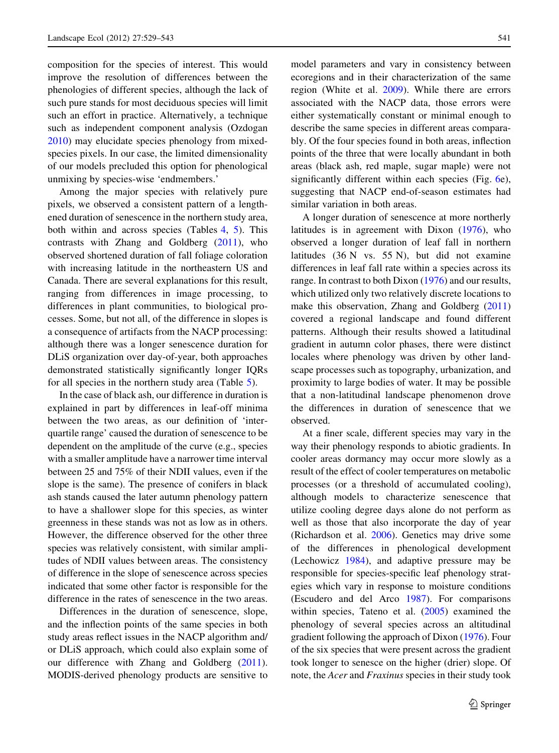composition for the species of interest. This would improve the resolution of differences between the phenologies of different species, although the lack of such pure stands for most deciduous species will limit such an effort in practice. Alternatively, a technique such as independent component analysis (Ozdogan 2010) may elucidate species phenology from mixed-species pixels. In our case, the limited dimensionality of our models precluded this option for phenological unmixing by species-wise 'endmembers.'

Among the major species with relatively pure pixels, we observed a consistent pattern of a lengthened duration of senescence in the northern study area, both within and across species (Tables 4, 5). This contrasts with Zhang and Goldberg (2011), who observed shortened duration of fall foliage coloration with increasing latitude in the northeastern US and Canada. There are several explanations for this result, ranging from differences in image processing, to differences in plant communities, to biological processes. Some, but not all, of the difference in slopes is a consequence of artifacts from the NACP processing: although there was a longer senescence duration for DLiS organization over day-of-year, both approaches demonstrated statistically significantly longer IQRs for all species in the northern study area (Table 5).

In the case of black ash, our difference in duration is explained in part by differences in leaf-off minima between the two areas, as our definition of 'interquartile range' caused the duration of senescence to be dependent on the amplitude of the curve (e.g., species with a smaller amplitude have a narrower time interval between 25 and 75% of their NDII values, even if the slope is the same). The presence of conifers in black ash stands caused the later autumn phenology pattern to have a shallower slope for this species, as winter greenness in these stands was not as low as in others. However, the difference observed for the other three species was relatively consistent, with similar amplitudes of NDII values between areas. The consistency of difference in the slope of senescence across species indicated that some other factor is responsible for the difference in the rates of senescence in the two areas.

Differences in the duration of senescence, slope, and the inflection points of the same species in both study areas reflect issues in the NACP algorithm and/or DLiS approach, which could also explain some of our difference with Zhang and Goldberg (2011). MODIS-derived phenology products are sensitive to model parameters and vary in consistency between ecoregions and in their characterization of the same region (White et al. 2009). While there are errors associated with the NACP data, those errors were either systematically constant or minimal enough to describe the same species in different areas comparably. Of the four species found in both areas, inflection points of the three that were locally abundant in both areas (black ash, red maple, sugar maple) were not significantly different within each species (Fig. 6e), suggesting that NACP end-of-season estimates had similar variation in both areas.

A longer duration of senescence at more northerly latitudes is in agreement with Dixon (1976), who observed a longer duration of leaf fall in northern latitudes (36 N vs. 55 N), but did not examine differences in leaf fall rate within a species across its range. In contrast to both Dixon (1976) and our results, which utilized only two relatively discrete locations to make this observation, Zhang and Goldberg (2011) covered a regional landscape and found different patterns. Although their results showed a latitudinal gradient in autumn color phases, there were distinct locales where phenology was driven by other landscape processes such as topography, urbanization, and proximity to large bodies of water. It may be possible that a non-latitudinal landscape phenomenon drove the differences in duration of senescence that we observed.

At a finer scale, different species may vary in the way their phenology responds to abiotic gradients. In cooler areas dormancy may occur more slowly as a result of the effect of cooler temperatures on metabolic processes (or a threshold of accumulated cooling), although models to characterize senescence that utilize cooling degree days alone do not perform as well as those that also incorporate the day of year (Richardson et al. 2006). Genetics may drive some of the differences in phenological development (Lechowicz 1984), and adaptive pressure may be responsible for species-specific leaf phenology strategies which vary in response to moisture conditions (Escudero and del Arco 1987). For comparisons within species, Tateno et al. (2005) examined the phenology of several species across an altitudinal gradient following the approach of Dixon (1976). Four of the six species that were present across the gradient took longer to senesce on the higher (drier) slope. Of note, the *Acer* and *Fraxinus* species in their study took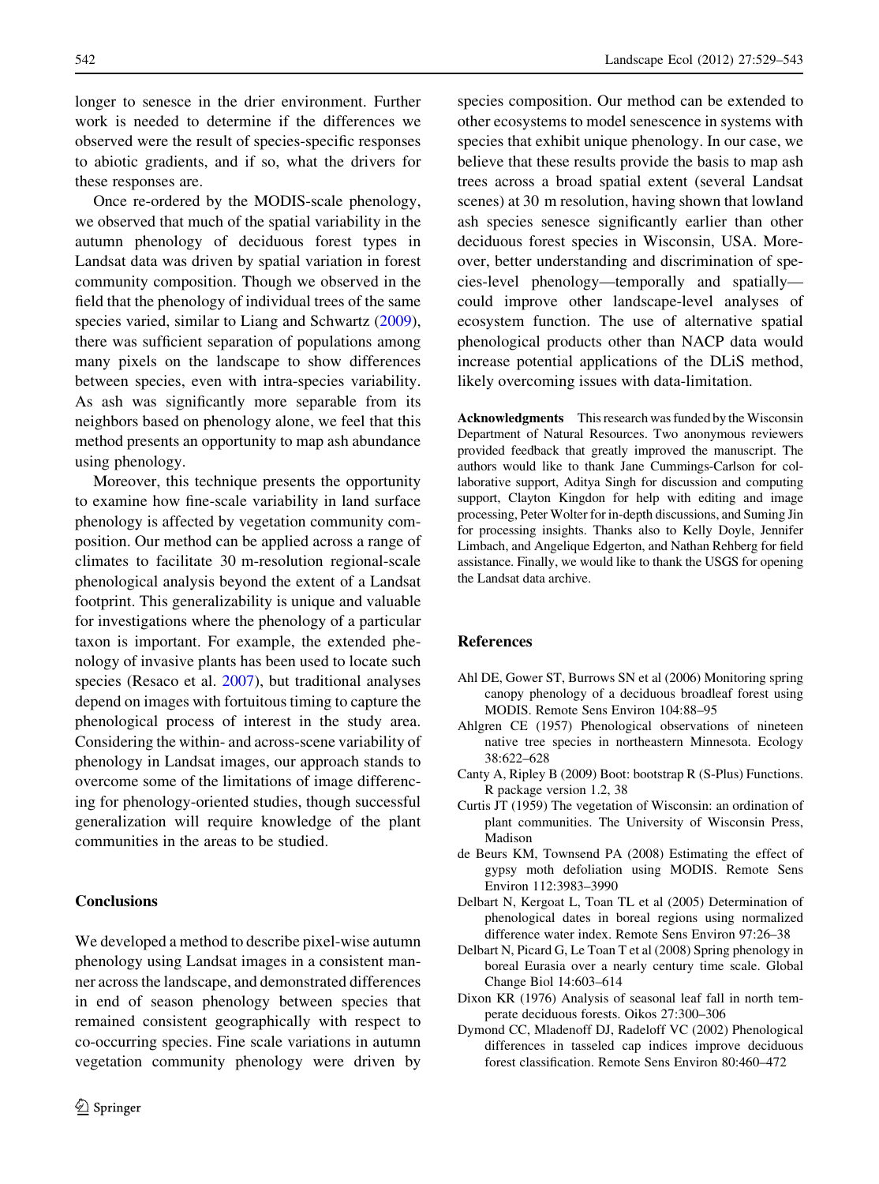longer to senesce in the drier environment. Further work is needed to determine if the differences we observed were the result of species-specific responses to abiotic gradients, and if so, what the drivers for these responses are.

Once re-ordered by the MODIS-scale phenology, we observed that much of the spatial variability in the autumn phenology of deciduous forest types in Landsat data was driven by spatial variation in forest community composition. Though we observed in the field that the phenology of individual trees of the same species varied, similar to Liang and Schwartz (2009), there was sufficient separation of populations among many pixels on the landscape to show differences between species, even with intra-species variability. As ash was significantly more separable from its neighbors based on phenology alone, we feel that this method presents an opportunity to map ash abundance using phenology.

Moreover, this technique presents the opportunity to examine how fine-scale variability in land surface phenology is affected by vegetation community composition. Our method can be applied across a range of climates to facilitate 30 m-resolution regional-scale phenological analysis beyond the extent of a Landsat footprint. This generalizability is unique and valuable for investigations where the phenology of a particular taxon is important. For example, the extended phenology of invasive plants has been used to locate such species (Resaco et al. 2007), but traditional analyses depend on images with fortuitous timing to capture the phenological process of interest in the study area. Considering the within- and across-scene variability of phenology in Landsat images, our approach stands to overcome some of the limitations of image differencing for phenology-oriented studies, though successful generalization will require knowledge of the plant communities in the areas to be studied.

## Conclusions

We developed a method to describe pixel-wise autumn phenology using Landsat images in a consistent manner across the landscape, and demonstrated differences in end of season phenology between species that remained consistent geographically with respect to co-occurring species. Fine scale variations in autumn vegetation community phenology were driven by species composition. Our method can be extended to other ecosystems to model senescence in systems with species that exhibit unique phenology. In our case, we believe that these results provide the basis to map ash trees across a broad spatial extent (several Landsat scenes) at 30 m resolution, having shown that lowland ash species senesce significantly earlier than other deciduous forest species in Wisconsin, USA. Moreover, better understanding and discrimination of species-level phenology—temporally and spatially—could improve other landscape-level analyses of ecosystem function. The use of alternative spatial phenological products other than NACP data would increase potential applications of the DLiS method, likely overcoming issues with data-limitation.

**Acknowledgments** This research was funded by the Wisconsin Department of Natural Resources. Two anonymous reviewers provided feedback that greatly improved the manuscript. The authors would like to thank Jane Cummings-Carlson for collaborative support, Aditya Singh for discussion and computing support, Clayton Kingdon for help with editing and image processing, Peter Wolter for in-depth discussions, and Suming Jin for processing insights. Thanks also to Kelly Doyle, Jennifer Limbach, and Angelique Edgerton, and Nathan Rehberg for field assistance. Finally, we would like to thank the USGS for opening the Landsat data archive.

## References

Ahl DE, Gower ST, Burrows SN et al (2006) Monitoring spring canopy phenology of a deciduous broadleaf forest using MODIS. Remote Sens Environ 104:88–95

Ahlgren CE (1957) Phenological observations of nineteen native tree species in northeastern Minnesota. Ecology 38:622–628

Canty A, Ripley B (2009) Boot: bootstrap R (S-Plus) Functions. R package version 1.2, 38

Curtis JT (1959) The vegetation of Wisconsin: an ordination of plant communities. The University of Wisconsin Press, Madison

de Beurs KM, Townsend PA (2008) Estimating the effect of gypsy moth defoliation using MODIS. Remote Sens Environ 112:3983–3990

Delbart N, Kergoat L, Toan TL et al (2005) Determination of phenological dates in boreal regions using normalized difference water index. Remote Sens Environ 97:26–38

Delbart N, Picard G, Le Toan T et al (2008) Spring phenology in boreal Eurasia over a nearly century time scale. Global Change Biol 14:603–614

Dixon KR (1976) Analysis of seasonal leaf fall in north temperate deciduous forests. Oikos 27:300–306

Dymond CC, Mladenoff DJ, Radeloff VC (2002) Phenological differences in tasseled cap indices improve deciduous forest classification. Remote Sens Environ 80:460–472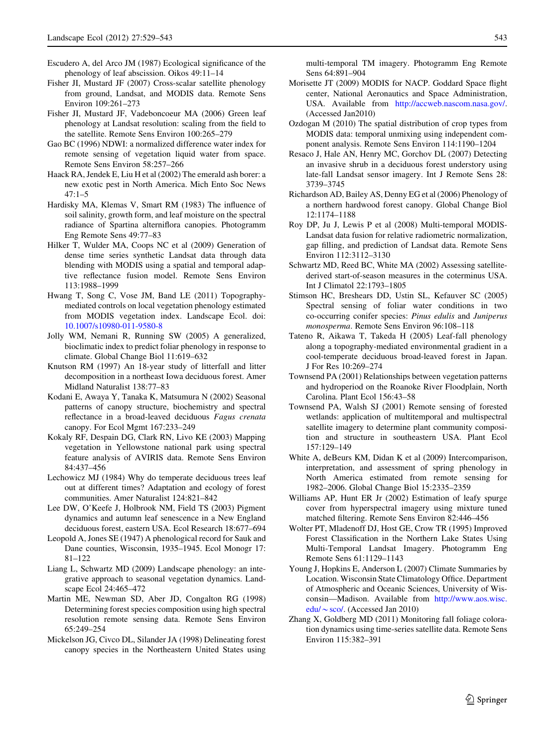Escudero A, del Arco JM (1987) Ecological significance of the phenology of leaf abscission. Oikos 49:11–14

Fisher JI, Mustard JF (2007) Cross-scalar satellite phenology from ground, Landsat, and MODIS data. Remote Sens Environ 109:261–273

Fisher JI, Mustard JF, Vadeboncoeur MA (2006) Green leaf phenology at Landsat resolution: scaling from the field to the satellite. Remote Sens Environ 100:265–279

Gao BC (1996) NDWI: a normalized difference water index for remote sensing of vegetation liquid water from space. Remote Sens Environ 58:257–266

Haack RA, Jendek E, Liu H et al (2002) The emerald ash borer: a new exotic pest in North America. Mich Ento Soc News 47:1–5

Hardisky MA, Klemas V, Smart RM (1983) The influence of soil salinity, growth form, and leaf moisture on the spectral radiance of Spartina alterniflora canopies. Photogramm Eng Remote Sens 49:77–83

Hilker T, Wulder MA, Coops NC et al (2009) Generation of dense time series synthetic Landsat data through data blending with MODIS using a spatial and temporal adaptive reflectance fusion model. Remote Sens Environ 113:1988–1999

Hwang T, Song C, Vose JM, Band LE (2011) Topography-mediated controls on local vegetation phenology estimated from MODIS vegetation index. Landscape Ecol. doi: 10.1007/s10980-011-9580-8

Jolly WM, Nemani R, Running SW (2005) A generalized, bioclimatic index to predict foliar phenology in response to climate. Global Change Biol 11:619–632

Knutson RM (1997) An 18-year study of litterfall and litter decomposition in a northeast Iowa deciduous forest. Amer Midland Naturalist 138:77–83

Kodani E, Awaya Y, Tanaka K, Matsumura N (2002) Seasonal patterns of canopy structure, biochemistry and spectral reflectance in a broad-leaved deciduous *Fagus crenata* canopy. For Ecol Mgmt 167:233–249

Kokaly RF, Despain DG, Clark RN, Livo KE (2003) Mapping vegetation in Yellowstone national park using spectral feature analysis of AVIRIS data. Remote Sens Environ 84:437–456

Lechowicz MJ (1984) Why do temperate deciduous trees leaf out at different times? Adaptation and ecology of forest communities. Amer Naturalist 124:821–842

Lee DW, O'Keefe J, Holbrook NM, Field TS (2003) Pigment dynamics and autumn leaf senescence in a New England deciduous forest, eastern USA. Ecol Research 18:677–694

Leopold A, Jones SE (1947) A phenological record for Sauk and Dane counties, Wisconsin, 1935–1945. Ecol Monogr 17: 81–122

Liang L, Schwartz MD (2009) Landscape phenology: an integrative approach to seasonal vegetation dynamics. Landscape Ecol 24:465–472

Martin ME, Newman SD, Aber JD, Congalton RG (1998) Determining forest species composition using high spectral resolution remote sensing data. Remote Sens Environ 65:249–254

Mickelson JG, Civco DL, Silander JA (1998) Delineating forest canopy species in the Northeastern United States using multi-temporal TM imagery. Photogramm Eng Remote Sens 64:891–904

Morisette JT (2009) MODIS for NACP. Goddard Space flight center, National Aeronautics and Space Administration, USA. Available from http://accweb.nascom.nasa.gov/. (Accessed Jan2010)

Ozdogan M (2010) The spatial distribution of crop types from MODIS data: temporal unmixing using independent component analysis. Remote Sens Environ 114:1190–1204

Resaco J, Hale AN, Henry MC, Gorchov DL (2007) Detecting an invasive shrub in a deciduous forest understory using late-fall Landsat sensor imagery. Int J Remote Sens 28: 3739–3745

Richardson AD, Bailey AS, Denny EG et al (2006) Phenology of a northern hardwood forest canopy. Global Change Biol 12:1174–1188

Roy DP, Ju J, Lewis P et al (2008) Multi-temporal MODIS-Landsat data fusion for relative radiometric normalization, gap filling, and prediction of Landsat data. Remote Sens Environ 112:3112–3130

Schwartz MD, Reed BC, White MA (2002) Assessing satellite-derived start-of-season measures in the coterminus USA. Int J Climatol 22:1793–1805

Stimson HC, Breshears DD, Ustin SL, Kefauver SC (2005) Spectral sensing of foliar water conditions in two co-occurring conifer species: *Pinus edulis* and *Juniperus monosperma*. Remote Sens Environ 96:108–118

Tateno R, Aikawa T, Takeda H (2005) Leaf-fall phenology along a topography-mediated environmental gradient in a cool-temperate deciduous broad-leaved forest in Japan. J For Res 10:269–274

Townsend PA (2001) Relationships between vegetation patterns and hydroperiod on the Roanoke River Floodplain, North Carolina. Plant Ecol 156:43–58

Townsend PA, Walsh SJ (2001) Remote sensing of forested wetlands: application of multitemporal and multispectral satellite imagery to determine plant community composition and structure in southeastern USA. Plant Ecol 157:129–149

White A, deBeurs KM, Didan K et al (2009) Intercomparison, interpretation, and assessment of spring phenology in North America estimated from remote sensing for 1982–2006. Global Change Biol 15:2335–2359

Williams AP, Hunt ER Jr (2002) Estimation of leafy spurge cover from hyperspectral imagery using mixture tuned matched filtering. Remote Sens Environ 82:446–456

Wolter PT, Mladenoff DJ, Host GE, Crow TR (1995) Improved Forest Classification in the Northern Lake States Using Multi-Temporal Landsat Imagery. Photogramm Eng Remote Sens 61:1129–1143

Young J, Hopkins E, Anderson L (2007) Climate Summaries by Location. Wisconsin State Climatology Office. Department of Atmospheric and Oceanic Sciences, University of Wisconsin—Madison. Available from http://www.aos.wisc.edu/~sco/. (Accessed Jan 2010)

Zhang X, Goldberg MD (2011) Monitoring fall foliage coloration dynamics using time-series satellite data. Remote Sens Environ 115:382–391